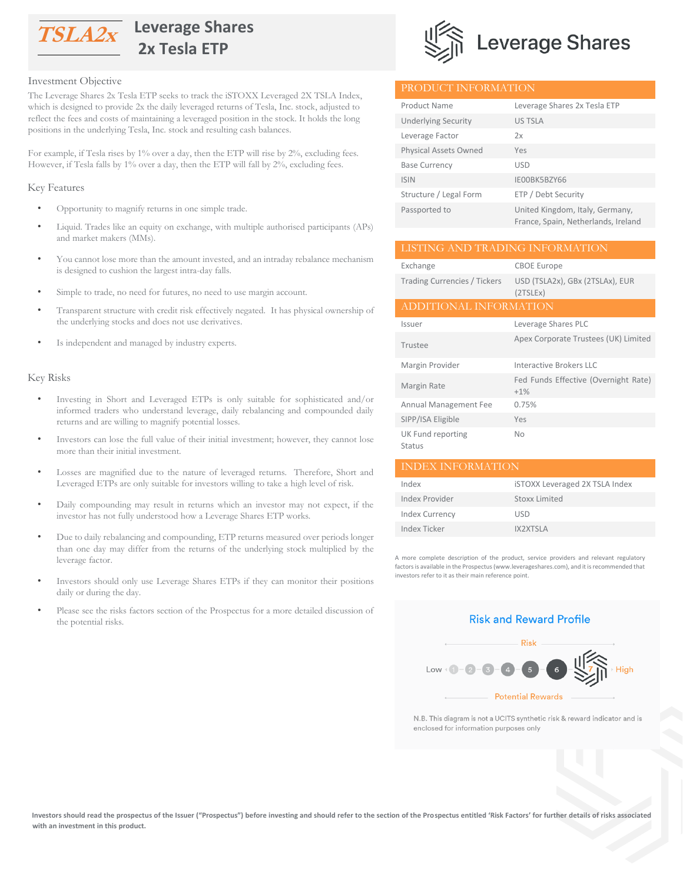# TSLA2x Leverage Shares 2x Tesla ETP

Leverage Shares

## Investment Objective

The Leverage Shares 2x Tesla ETP seeks to track the iSTOXX Leveraged 2X TSLA Index, which is designed to provide 2x the daily leveraged returns of Tesla, Inc. stock, adjusted to reflect the fees and costs of maintaining a leveraged position in the stock. It holds the long positions in the underlying Tesla, Inc. stock and resulting cash balances.

For example, if Tesla rises by 1% over a day, then the ETP will rise by 2%, excluding fees. However, if Tesla falls by 1% over a day, then the ETP will fall by 2%, excluding fees.

## Key Features

- Opportunity to magnify returns in one simple trade.
- Liquid. Trades like an equity on exchange, with multiple authorised participants (APs) and market makers (MMs).
- You cannot lose more than the amount invested, and an intraday rebalance mechanism is designed to cushion the largest intra-day falls.
- Simple to trade, no need for futures, no need to use margin account.
- Transparent structure with credit risk effectively negated. It has physical ownership of the underlying stocks and does not use derivatives.
- Is independent and managed by industry experts.

## Key Risks

- Investing in Short and Leveraged ETPs is only suitable for sophisticated and/or informed traders who understand leverage, daily rebalancing and compounded daily returns and are willing to magnify potential losses.
- Investors can lose the full value of their initial investment; however, they cannot lose more than their initial investment.
- Losses are magnified due to the nature of leveraged returns. Therefore, Short and Leveraged ETPs are only suitable for investors willing to take a high level of risk.
- Daily compounding may result in returns which an investor may not expect, if the investor has not fully understood how a Leverage Shares ETP works.
- Due to daily rebalancing and compounding, ETP returns measured over periods longer than one day may differ from the returns of the underlying stock multiplied by the leverage factor.
- Investors should only use Leverage Shares ETPs if they can monitor their positions daily or during the day.
- Please see the risks factors section of the Prospectus for a more detailed discussion of the potential risks.

## PRODUCT INFORMATION

| | |
|---|---|
| Product Name | Leverage Shares 2x Tesla ETP |
| Underlying Security | US TSLA |
| Leverage Factor | 2x |
| Physical Assets Owned | Yes |
| Base Currency | USD |
| ISIN | IE00BK5BZY66 |
| Structure / Legal Form | ETP / Debt Security |
| Passported to | United Kingdom, Italy, Germany, France, Spain, Netherlands, Ireland |

## LISTING AND TRADING INFORMATION

| | |
|---|---|
| Exchange | CBOE Europe |
| Trading Currencies / Tickers | USD (TSLA2x), GBx (2TSLAx), EUR (2TSLEx) |

## ADDITIONAL INFORMATION

| | |
|---|---|
| Issuer | Leverage Shares PLC |
| Trustee | Apex Corporate Trustees (UK) Limited |
| Margin Provider | Interactive Brokers LLC |
| Margin Rate | Fed Funds Effective (Overnight Rate) +1% |
| Annual Management Fee | 0.75% |
| SIPP/ISA Eligible | Yes |
| UK Fund reporting Status | No |

## INDEX INFORMATION

| | |
|---|---|
| Index | iSTOXX Leveraged 2X TSLA Index |
| Index Provider | Stoxx Limited |
| Index Currency | USD |
| Index Ticker | IX2XTSLA |

A more complete description of the product, service providers and relevant regulatory factors is available in the Prospectus (www.leverageshares.com), and it is recommended that investors refer to it as their main reference point.

## Risk and Reward Profile

Risk

Low 1 2 3 4 5 6 7 High

Potential Rewards

N.B. This diagram is not a UCITS synthetic risk & reward indicator and is enclosed for information purposes only

**Investors should read the prospectus of the Issuer ("Prospectus") before investing and should refer to the section of the Prospectus entitled 'Risk Factors' for further details of risks associated with an investment in this product.**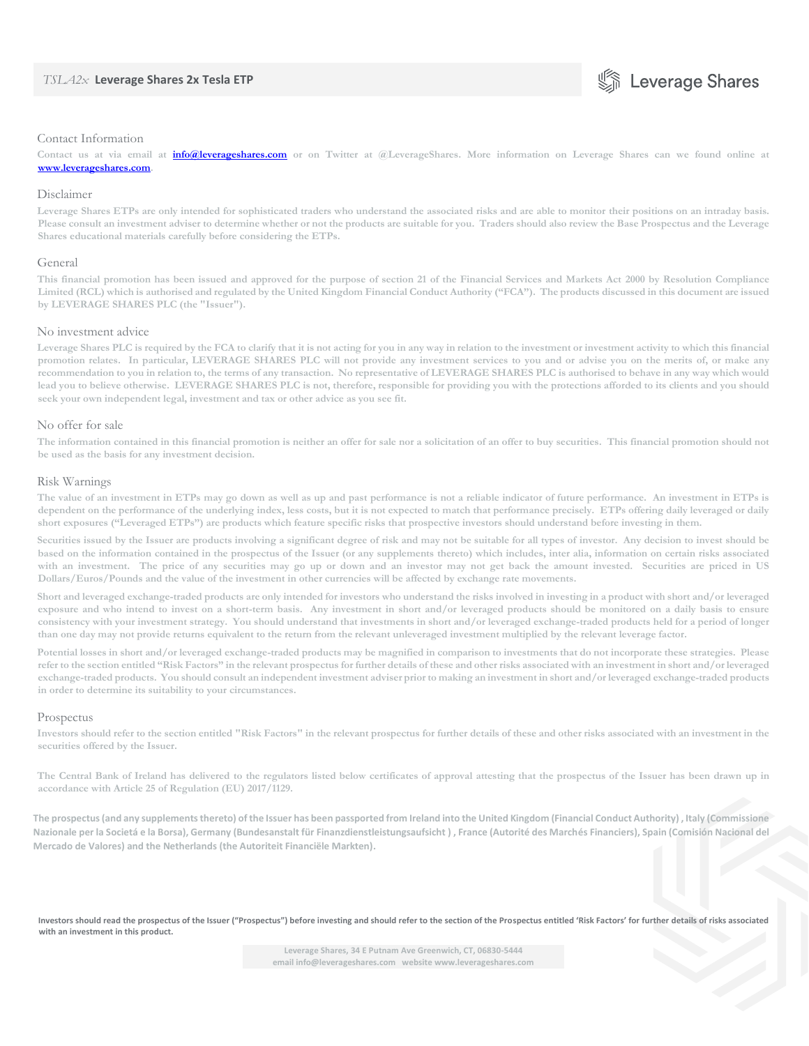## Contact Information

Contact us at via email at **[info@leverageshares.com](mailto:info@leverageshares.com)** or on Twitter at @LeverageShares. More information on Leverage Shares can we found online at **[www.leverageshares.com](http://www.leverageshares.com)**.

## Disclaimer

Leverage Shares ETPs are only intended for sophisticated traders who understand the associated risks and are able to monitor their positions on an intraday basis. Please consult an investment adviser to determine whether or not the products are suitable for you. Traders should also review the Base Prospectus and the Leverage Shares educational materials carefully before considering the ETPs.

## General

This financial promotion has been issued and approved for the purpose of section 21 of the Financial Services and Markets Act 2000 by Resolution Compliance Limited (RCL) which is authorised and regulated by the United Kingdom Financial Conduct Authority ("FCA"). The products discussed in this document are issued by LEVERAGE SHARES PLC (the "Issuer").

## No investment advice

Leverage Shares PLC is required by the FCA to clarify that it is not acting for you in any way in relation to the investment or investment activity to which this financial promotion relates. In particular, LEVERAGE SHARES PLC will not provide any investment services to you and or advise you on the merits of, or make any recommendation to you in relation to, the terms of any transaction. No representative of LEVERAGE SHARES PLC is authorised to behave in any way which would lead you to believe otherwise. LEVERAGE SHARES PLC is not, therefore, responsible for providing you with the protections afforded to its clients and you should seek your own independent legal, investment and tax or other advice as you see fit.

## No offer for sale

The information contained in this financial promotion is neither an offer for sale nor a solicitation of an offer to buy securities. This financial promotion should not be used as the basis for any investment decision.

## Risk Warnings

The value of an investment in ETPs may go down as well as up and past performance is not a reliable indicator of future performance. An investment in ETPs is dependent on the performance of the underlying index, less costs, but it is not expected to match that performance precisely. ETPs offering daily leveraged or daily short exposures ("Leveraged ETPs") are products which feature specific risks that prospective investors should understand before investing in them.

Securities issued by the Issuer are products involving a significant degree of risk and may not be suitable for all types of investor. Any decision to invest should be based on the information contained in the prospectus of the Issuer (or any supplements thereto) which includes, inter alia, information on certain risks associated with an investment. The price of any securities may go up or down and an investor may not get back the amount invested. Securities are priced in US Dollars/Euros/Pounds and the value of the investment in other currencies will be affected by exchange rate movements.

Short and leveraged exchange-traded products are only intended for investors who understand the risks involved in investing in a product with short and/or leveraged exposure and who intend to invest on a short-term basis. Any investment in short and/or leveraged products should be monitored on a daily basis to ensure consistency with your investment strategy. You should understand that investments in short and/or leveraged exchange-traded products held for a period of longer than one day may not provide returns equivalent to the return from the relevant unleveraged investment multiplied by the relevant leverage factor.

Potential losses in short and/or leveraged exchange-traded products may be magnified in comparison to investments that do not incorporate these strategies. Please refer to the section entitled "Risk Factors" in the relevant prospectus for further details of these and other risks associated with an investment in short and/or leveraged exchange-traded products. You should consult an independent investment adviser prior to making an investment in short and/or leveraged exchange-traded products in order to determine its suitability to your circumstances.

## Prospectus

Investors should refer to the section entitled "Risk Factors" in the relevant prospectus for further details of these and other risks associated with an investment in the securities offered by the Issuer.

The Central Bank of Ireland has delivered to the regulators listed below certificates of approval attesting that the prospectus of the Issuer has been drawn up in accordance with Article 25 of Regulation (EU) 2017/1129.

**The prospectus (and any supplements thereto) of the Issuer has been passported from Ireland into the United Kingdom (Financial Conduct Authority) , Italy (Commissione Nazionale per la Societá e la Borsa), Germany (Bundesanstalt für Finanzdienstleistungsaufsicht ) , France (Autorité des Marchés Financiers), Spain (Comisión Nacional del Mercado de Valores) and the Netherlands (the Autoriteit Financiële Markten).**

**Investors should read the prospectus of the Issuer ("Prospectus") before investing and should refer to the section of the Prospectus entitled 'Risk Factors' for further details of risks associated with an investment in this product.**

Leverage Shares, 34 E Putnam Ave Greenwich, CT, 06830-5444
email info@leverageshares.com website www.leverageshares.com